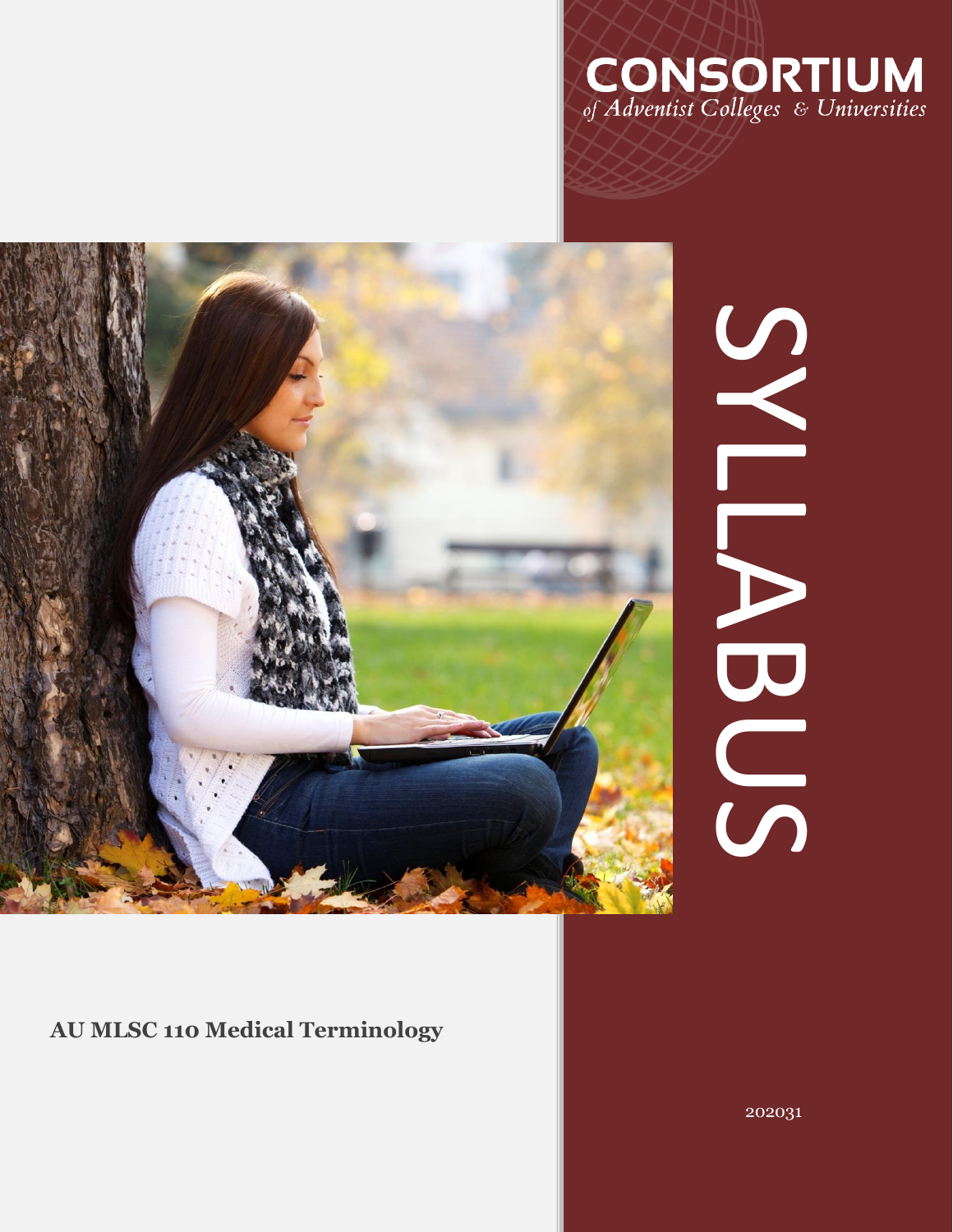# CONSORTIUM
*of Adventist Colleges & Universities*

# SYLLABUS

**AU MLSC 110 Medical Terminology**

202031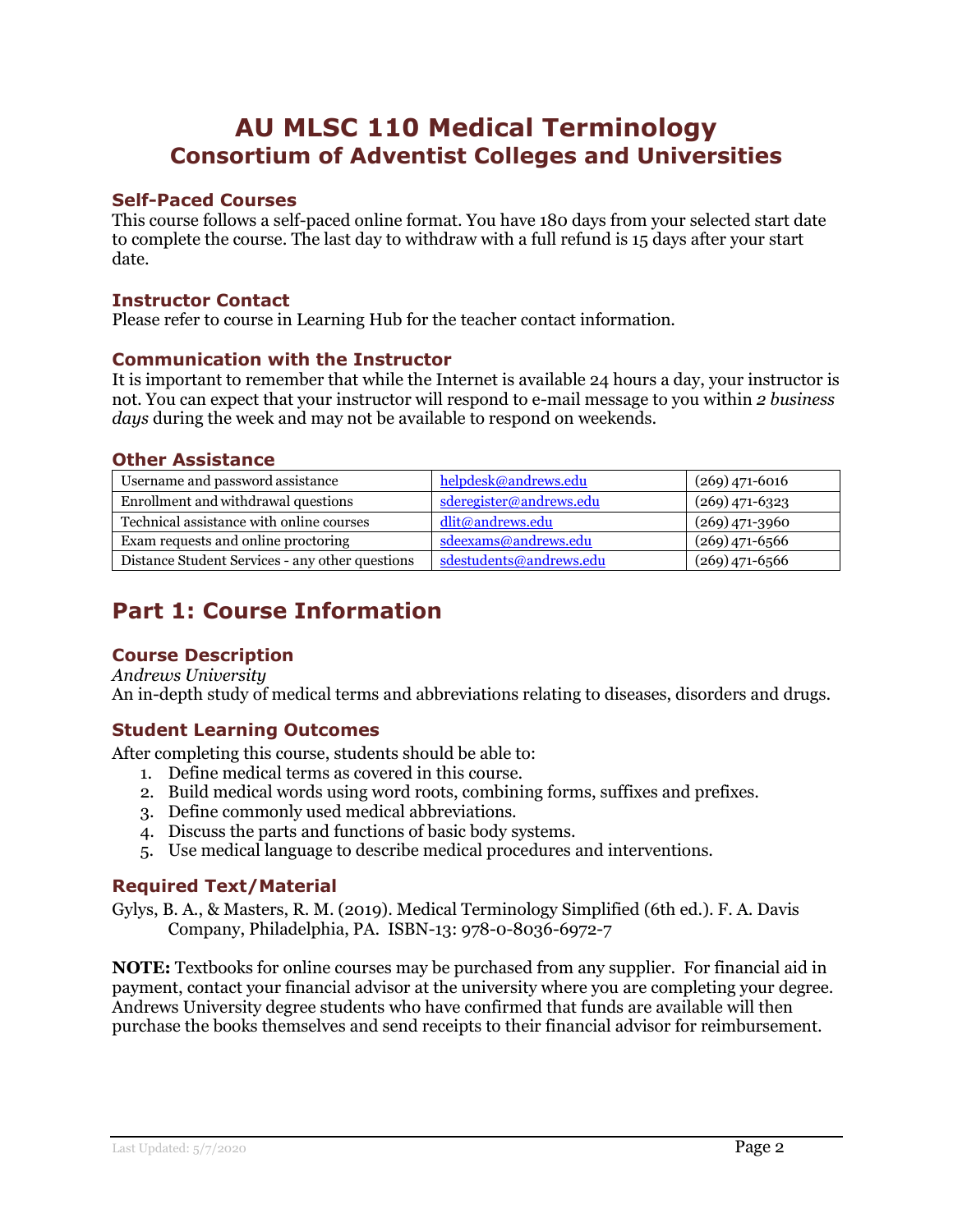# AU MLSC 110 Medical Terminology
## Consortium of Adventist Colleges and Universities

### Self-Paced Courses

This course follows a self-paced online format. You have 180 days from your selected start date to complete the course. The last day to withdraw with a full refund is 15 days after your start date.

### Instructor Contact

Please refer to course in Learning Hub for the teacher contact information.

### Communication with the Instructor

It is important to remember that while the Internet is available 24 hours a day, your instructor is not. You can expect that your instructor will respond to e-mail message to you within *2 business days* during the week and may not be available to respond on weekends.

### Other Assistance

| | | |
|---|---|---|
| Username and password assistance | helpdesk@andrews.edu | (269) 471-6016 |
| Enrollment and withdrawal questions | sderegister@andrews.edu | (269) 471-6323 |
| Technical assistance with online courses | dlit@andrews.edu | (269) 471-3960 |
| Exam requests and online proctoring | sdeexams@andrews.edu | (269) 471-6566 |
| Distance Student Services - any other questions | sdestudents@andrews.edu | (269) 471-6566 |

## Part 1: Course Information

### Course Description

*Andrews University*
An in-depth study of medical terms and abbreviations relating to diseases, disorders and drugs.

### Student Learning Outcomes

After completing this course, students should be able to:

1. Define medical terms as covered in this course.
2. Build medical words using word roots, combining forms, suffixes and prefixes.
3. Define commonly used medical abbreviations.
4. Discuss the parts and functions of basic body systems.
5. Use medical language to describe medical procedures and interventions.

### Required Text/Material

Gylys, B. A., & Masters, R. M. (2019). Medical Terminology Simplified (6th ed.). F. A. Davis Company, Philadelphia, PA. ISBN-13: 978-0-8036-6972-7

**NOTE:** Textbooks for online courses may be purchased from any supplier. For financial aid in payment, contact your financial advisor at the university where you are completing your degree. Andrews University degree students who have confirmed that funds are available will then purchase the books themselves and send receipts to their financial advisor for reimbursement.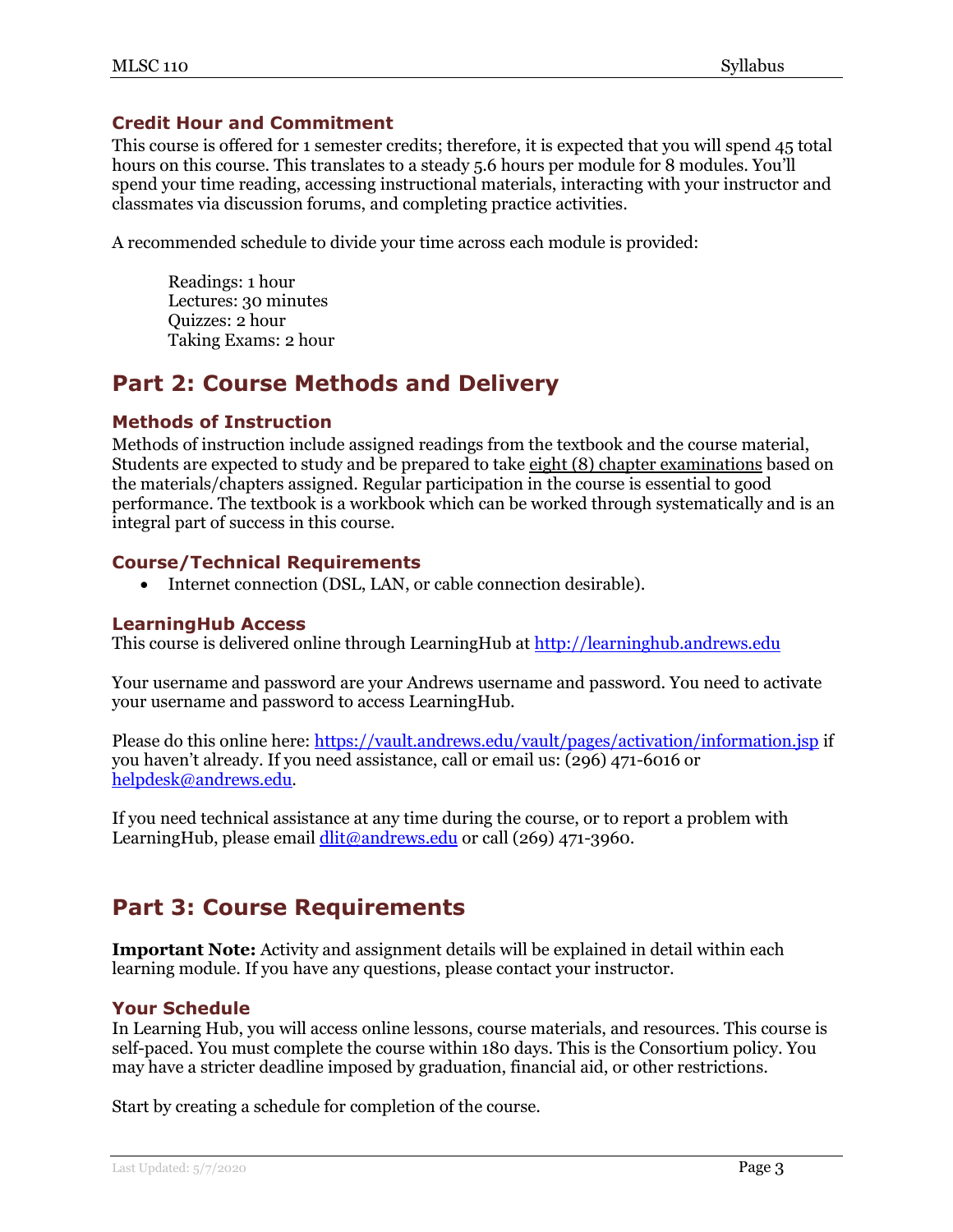### Credit Hour and Commitment

This course is offered for 1 semester credits; therefore, it is expected that you will spend 45 total hours on this course. This translates to a steady 5.6 hours per module for 8 modules. You'll spend your time reading, accessing instructional materials, interacting with your instructor and classmates via discussion forums, and completing practice activities.

A recommended schedule to divide your time across each module is provided:

Readings: 1 hour
Lectures: 30 minutes
Quizzes: 2 hour
Taking Exams: 2 hour

## Part 2: Course Methods and Delivery

### Methods of Instruction

Methods of instruction include assigned readings from the textbook and the course material, Students are expected to study and be prepared to take eight (8) chapter examinations based on the materials/chapters assigned. Regular participation in the course is essential to good performance. The textbook is a workbook which can be worked through systematically and is an integral part of success in this course.

### Course/Technical Requirements

- Internet connection (DSL, LAN, or cable connection desirable).

### LearningHub Access

This course is delivered online through LearningHub at http://learninghub.andrews.edu

Your username and password are your Andrews username and password. You need to activate your username and password to access LearningHub.

Please do this online here: https://vault.andrews.edu/vault/pages/activation/information.jsp if you haven't already. If you need assistance, call or email us: (296) 471-6016 or helpdesk@andrews.edu.

If you need technical assistance at any time during the course, or to report a problem with LearningHub, please email dlit@andrews.edu or call (269) 471-3960.

## Part 3: Course Requirements

**Important Note:** Activity and assignment details will be explained in detail within each learning module. If you have any questions, please contact your instructor.

### Your Schedule

In Learning Hub, you will access online lessons, course materials, and resources. This course is self-paced. You must complete the course within 180 days. This is the Consortium policy. You may have a stricter deadline imposed by graduation, financial aid, or other restrictions.

Start by creating a schedule for completion of the course.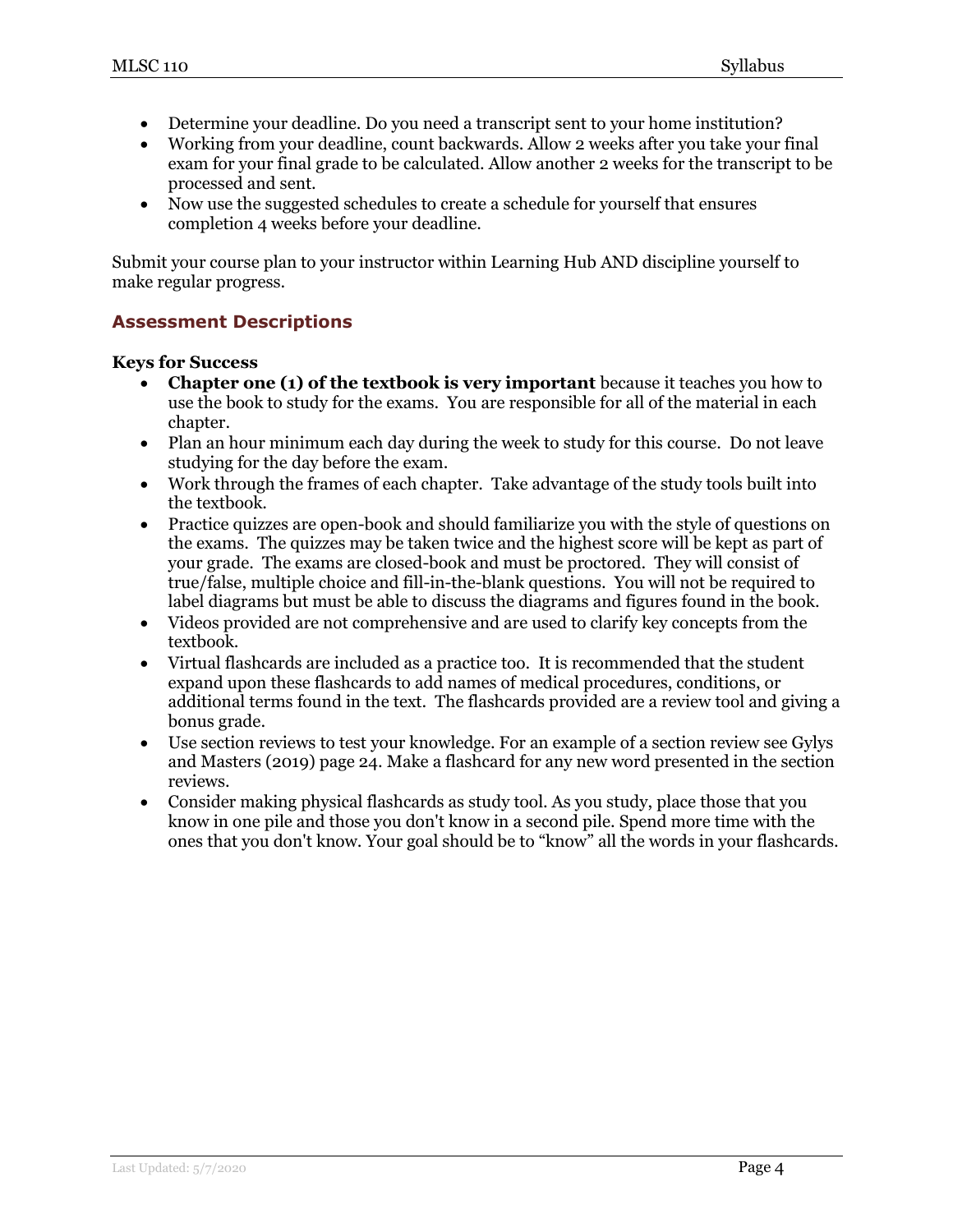- Determine your deadline. Do you need a transcript sent to your home institution?
- Working from your deadline, count backwards. Allow 2 weeks after you take your final exam for your final grade to be calculated. Allow another 2 weeks for the transcript to be processed and sent.
- Now use the suggested schedules to create a schedule for yourself that ensures completion 4 weeks before your deadline.

Submit your course plan to your instructor within Learning Hub AND discipline yourself to make regular progress.

## Assessment Descriptions

**Keys for Success**

- **Chapter one (1) of the textbook is very important** because it teaches you how to use the book to study for the exams. You are responsible for all of the material in each chapter.
- Plan an hour minimum each day during the week to study for this course. Do not leave studying for the day before the exam.
- Work through the frames of each chapter. Take advantage of the study tools built into the textbook.
- Practice quizzes are open-book and should familiarize you with the style of questions on the exams. The quizzes may be taken twice and the highest score will be kept as part of your grade. The exams are closed-book and must be proctored. They will consist of true/false, multiple choice and fill-in-the-blank questions. You will not be required to label diagrams but must be able to discuss the diagrams and figures found in the book.
- Videos provided are not comprehensive and are used to clarify key concepts from the textbook.
- Virtual flashcards are included as a practice too. It is recommended that the student expand upon these flashcards to add names of medical procedures, conditions, or additional terms found in the text. The flashcards provided are a review tool and giving a bonus grade.
- Use section reviews to test your knowledge. For an example of a section review see Gylys and Masters (2019) page 24. Make a flashcard for any new word presented in the section reviews.
- Consider making physical flashcards as study tool. As you study, place those that you know in one pile and those you don't know in a second pile. Spend more time with the ones that you don't know. Your goal should be to "know" all the words in your flashcards.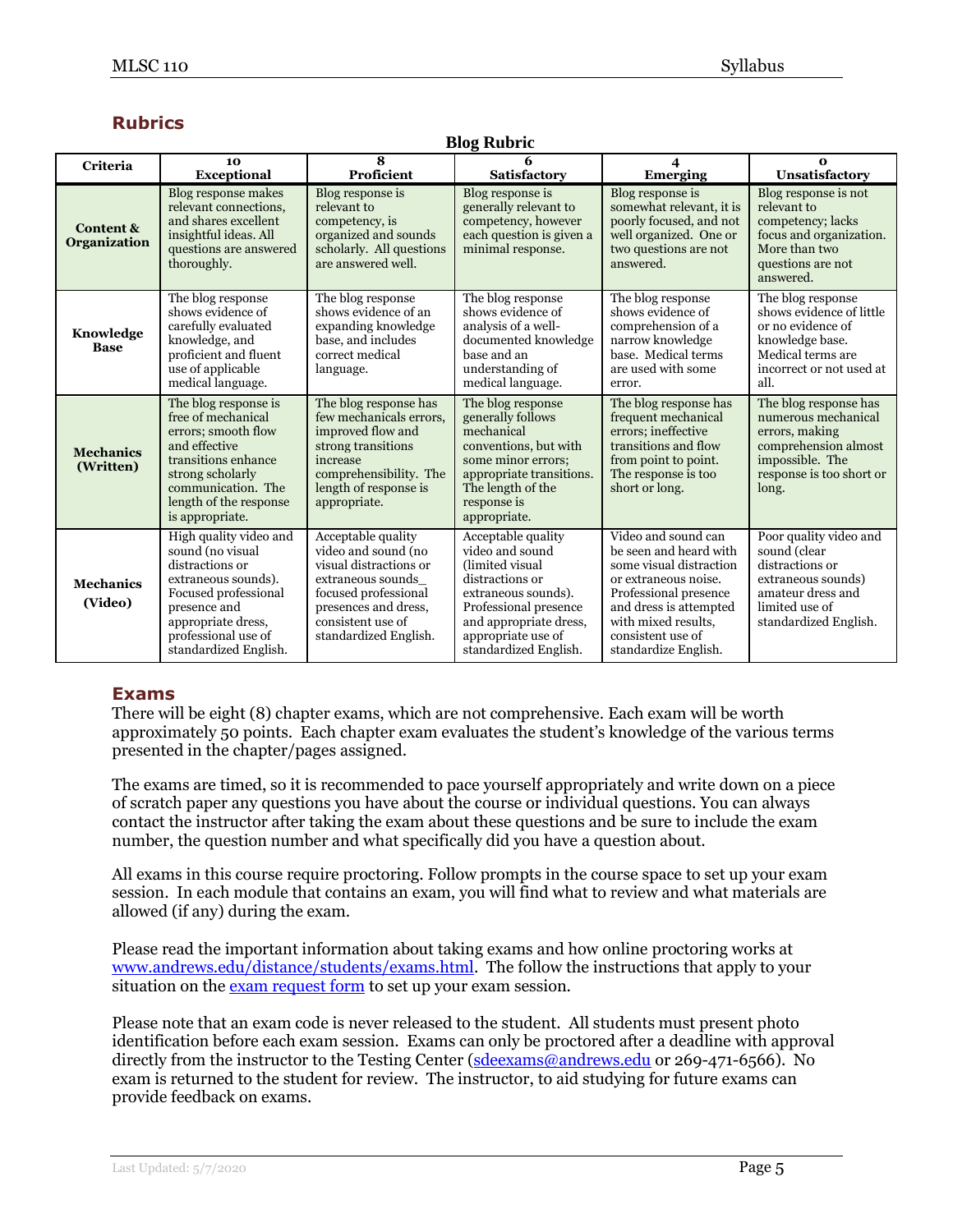## Rubrics

**Blog Rubric**

| Criteria | 10 Exceptional | 8 Proficient | 6 Satisfactory | 4 Emerging | 0 Unsatisfactory |
|---|---|---|---|---|---|
| **Content & Organization** | Blog response makes relevant connections, and shares excellent insightful ideas. All questions are answered thoroughly. | Blog response is relevant to competency, is organized and sounds scholarly. All questions are answered well. | Blog response is generally relevant to competency, however each question is given a minimal response. | Blog response is somewhat relevant, it is poorly focused, and not well organized. One or two questions are not answered. | Blog response is not relevant to competency; lacks focus and organization. More than two questions are not answered. |
| **Knowledge Base** | The blog response shows evidence of carefully evaluated knowledge, and proficient and fluent use of applicable medical language. | The blog response shows evidence of an expanding knowledge base, and includes correct medical language. | The blog response shows evidence of analysis of a well-documented knowledge base and an understanding of medical language. | The blog response shows evidence of comprehension of a narrow knowledge base. Medical terms are used with some error. | The blog response shows evidence of little or no evidence of knowledge base. Medical terms are incorrect or not used at all. |
| **Mechanics (Written)** | The blog response is free of mechanical errors; smooth flow and effective transitions enhance strong scholarly communication. The length of the response is appropriate. | The blog response has few mechanicals errors, improved flow and strong transitions increase comprehensibility. The length of response is appropriate. | The blog response generally follows mechanical conventions, but with some minor errors; appropriate transitions. The length of the response is appropriate. | The blog response has frequent mechanical errors; ineffective transitions and flow from point to point. The response is too short or long. | The blog response has numerous mechanical errors, making comprehension almost impossible. The response is too short or long. |
| **Mechanics (Video)** | High quality video and sound (no visual distractions or extraneous sounds). Focused professional presence and appropriate dress, professional use of standardized English. | Acceptable quality video and sound (no visual distractions or extraneous sounds_ focused professional presences and dress, consistent use of standardized English. | Acceptable quality video and sound (limited visual distractions or extraneous sounds). Professional presence and appropriate dress, appropriate use of standardized English. | Video and sound can be seen and heard with some visual distraction or extraneous noise. Professional presence and dress is attempted with mixed results, consistent use of standardize English. | Poor quality video and sound (clear distractions or extraneous sounds) amateur dress and limited use of standardized English. |

## Exams

There will be eight (8) chapter exams, which are not comprehensive. Each exam will be worth approximately 50 points. Each chapter exam evaluates the student's knowledge of the various terms presented in the chapter/pages assigned.

The exams are timed, so it is recommended to pace yourself appropriately and write down on a piece of scratch paper any questions you have about the course or individual questions. You can always contact the instructor after taking the exam about these questions and be sure to include the exam number, the question number and what specifically did you have a question about.

All exams in this course require proctoring. Follow prompts in the course space to set up your exam session. In each module that contains an exam, you will find what to review and what materials are allowed (if any) during the exam.

Please read the important information about taking exams and how online proctoring works at www.andrews.edu/distance/students/exams.html. The follow the instructions that apply to your situation on the exam request form to set up your exam session.

Please note that an exam code is never released to the student. All students must present photo identification before each exam session. Exams can only be proctored after a deadline with approval directly from the instructor to the Testing Center (sdeexams@andrews.edu or 269-471-6566). No exam is returned to the student for review. The instructor, to aid studying for future exams can provide feedback on exams.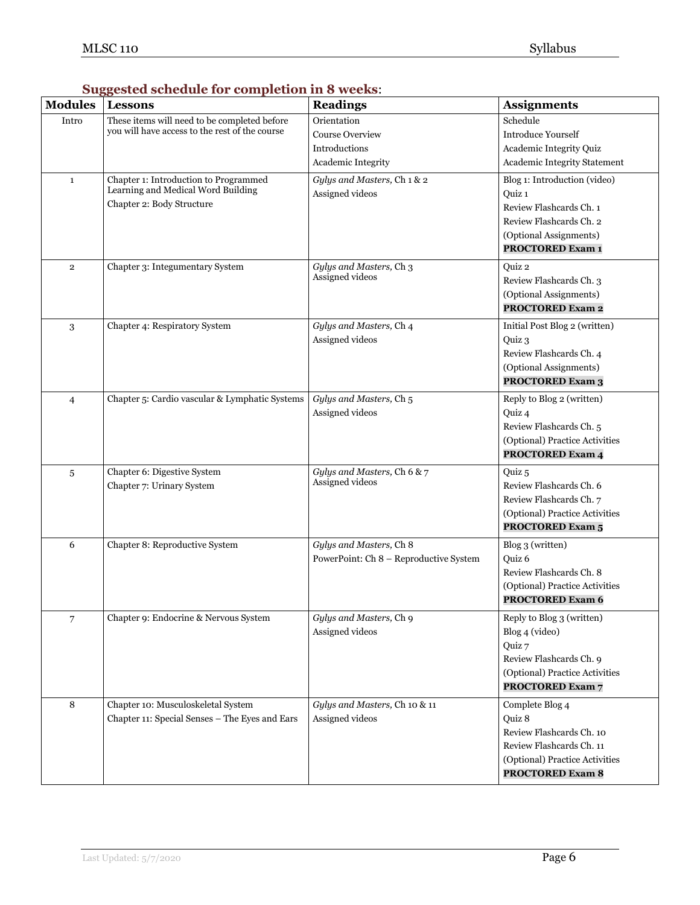## Suggested schedule for completion in 8 weeks:

| Modules | Lessons | Readings | Assignments |
|---|---|---|---|
| Intro | These items will need to be completed before you will have access to the rest of the course | Orientation<br>Course Overview<br>Introductions<br>Academic Integrity | Schedule<br>Introduce Yourself<br>Academic Integrity Quiz<br>Academic Integrity Statement |
| 1 | Chapter 1: Introduction to Programmed Learning and Medical Word Building<br>Chapter 2: Body Structure | *Gylys and Masters*, Ch 1 & 2<br>Assigned videos | Blog 1: Introduction (video)<br>Quiz 1<br>Review Flashcards Ch. 1<br>Review Flashcards Ch. 2<br>(Optional Assignments)<br>**PROCTORED Exam 1** |
| 2 | Chapter 3: Integumentary System | *Gylys and Masters*, Ch 3<br>Assigned videos | Quiz 2<br>Review Flashcards Ch. 3<br>(Optional Assignments)<br>**PROCTORED Exam 2** |
| 3 | Chapter 4: Respiratory System | *Gylys and Masters*, Ch 4<br>Assigned videos | Initial Post Blog 2 (written)<br>Quiz 3<br>Review Flashcards Ch. 4<br>(Optional Assignments)<br>**PROCTORED Exam 3** |
| 4 | Chapter 5: Cardio vascular & Lymphatic Systems | *Gylys and Masters*, Ch 5<br>Assigned videos | Reply to Blog 2 (written)<br>Quiz 4<br>Review Flashcards Ch. 5<br>(Optional) Practice Activities<br>**PROCTORED Exam 4** |
| 5 | Chapter 6: Digestive System<br>Chapter 7: Urinary System | *Gylys and Masters*, Ch 6 & 7<br>Assigned videos | Quiz 5<br>Review Flashcards Ch. 6<br>Review Flashcards Ch. 7<br>(Optional) Practice Activities<br>**PROCTORED Exam 5** |
| 6 | Chapter 8: Reproductive System | *Gylys and Masters*, Ch 8<br>PowerPoint: Ch 8 – Reproductive System | Blog 3 (written)<br>Quiz 6<br>Review Flashcards Ch. 8<br>(Optional) Practice Activities<br>**PROCTORED Exam 6** |
| 7 | Chapter 9: Endocrine & Nervous System | *Gylys and Masters*, Ch 9<br>Assigned videos | Reply to Blog 3 (written)<br>Blog 4 (video)<br>Quiz 7<br>Review Flashcards Ch. 9<br>(Optional) Practice Activities<br>**PROCTORED Exam 7** |
| 8 | Chapter 10: Musculoskeletal System<br>Chapter 11: Special Senses – The Eyes and Ears | *Gylys and Masters*, Ch 10 & 11<br>Assigned videos | Complete Blog 4<br>Quiz 8<br>Review Flashcards Ch. 10<br>Review Flashcards Ch. 11<br>(Optional) Practice Activities<br>**PROCTORED Exam 8** |

Last Updated: 5/7/2020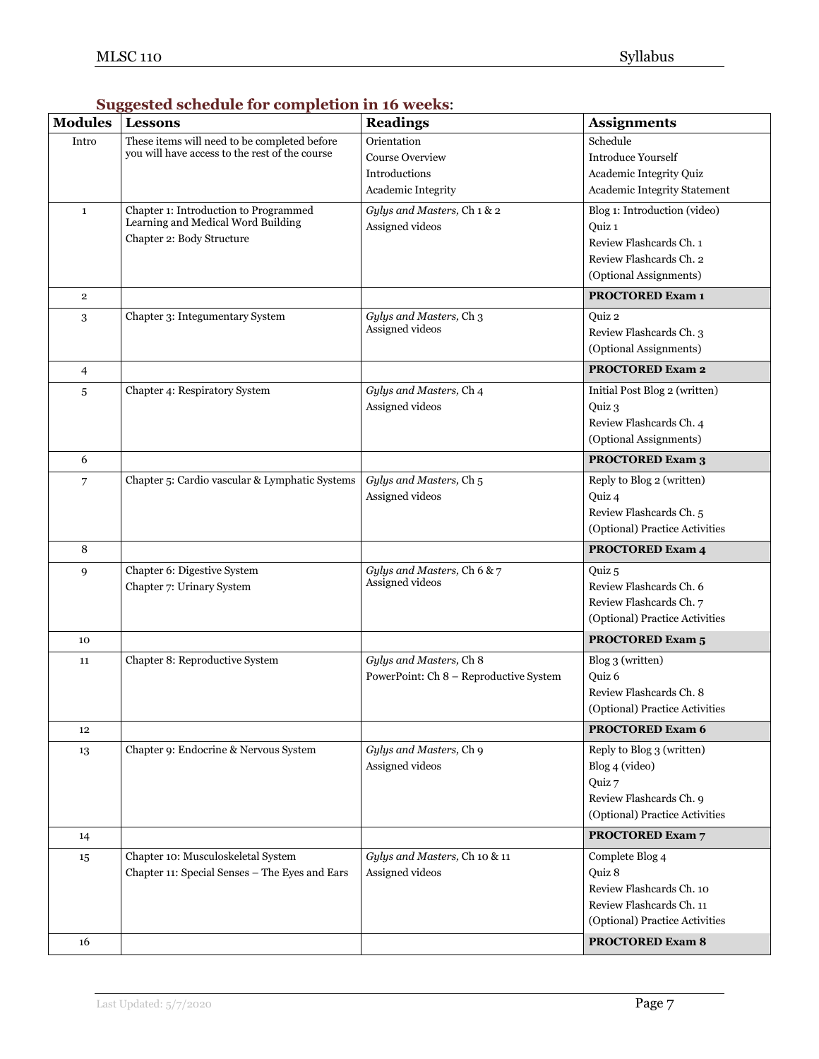## Suggested schedule for completion in 16 weeks:

| Modules | Lessons | Readings | Assignments |
|---|---|---|---|
| Intro | These items will need to be completed before you will have access to the rest of the course | Orientation<br>Course Overview<br>Introductions<br>Academic Integrity | Schedule<br>Introduce Yourself<br>Academic Integrity Quiz<br>Academic Integrity Statement |
| 1 | Chapter 1: Introduction to Programmed Learning and Medical Word Building<br>Chapter 2: Body Structure | *Gylys and Masters*, Ch 1 & 2<br>Assigned videos | Blog 1: Introduction (video)<br>Quiz 1<br>Review Flashcards Ch. 1<br>Review Flashcards Ch. 2<br>(Optional Assignments) |
| 2 | | | **PROCTORED Exam 1** |
| 3 | Chapter 3: Integumentary System | *Gylys and Masters*, Ch 3<br>Assigned videos | Quiz 2<br>Review Flashcards Ch. 3<br>(Optional Assignments) |
| 4 | | | **PROCTORED Exam 2** |
| 5 | Chapter 4: Respiratory System | *Gylys and Masters*, Ch 4<br>Assigned videos | Initial Post Blog 2 (written)<br>Quiz 3<br>Review Flashcards Ch. 4<br>(Optional Assignments) |
| 6 | | | **PROCTORED Exam 3** |
| 7 | Chapter 5: Cardio vascular & Lymphatic Systems | *Gylys and Masters*, Ch 5<br>Assigned videos | Reply to Blog 2 (written)<br>Quiz 4<br>Review Flashcards Ch. 5<br>(Optional) Practice Activities |
| 8 | | | **PROCTORED Exam 4** |
| 9 | Chapter 6: Digestive System<br>Chapter 7: Urinary System | *Gylys and Masters*, Ch 6 & 7<br>Assigned videos | Quiz 5<br>Review Flashcards Ch. 6<br>Review Flashcards Ch. 7<br>(Optional) Practice Activities |
| 10 | | | **PROCTORED Exam 5** |
| 11 | Chapter 8: Reproductive System | *Gylys and Masters*, Ch 8<br>PowerPoint: Ch 8 – Reproductive System | Blog 3 (written)<br>Quiz 6<br>Review Flashcards Ch. 8<br>(Optional) Practice Activities |
| 12 | | | **PROCTORED Exam 6** |
| 13 | Chapter 9: Endocrine & Nervous System | *Gylys and Masters*, Ch 9<br>Assigned videos | Reply to Blog 3 (written)<br>Blog 4 (video)<br>Quiz 7<br>Review Flashcards Ch. 9<br>(Optional) Practice Activities |
| 14 | | | **PROCTORED Exam 7** |
| 15 | Chapter 10: Musculoskeletal System<br>Chapter 11: Special Senses – The Eyes and Ears | *Gylys and Masters*, Ch 10 & 11<br>Assigned videos | Complete Blog 4<br>Quiz 8<br>Review Flashcards Ch. 10<br>Review Flashcards Ch. 11<br>(Optional) Practice Activities |
| 16 | | | **PROCTORED Exam 8** |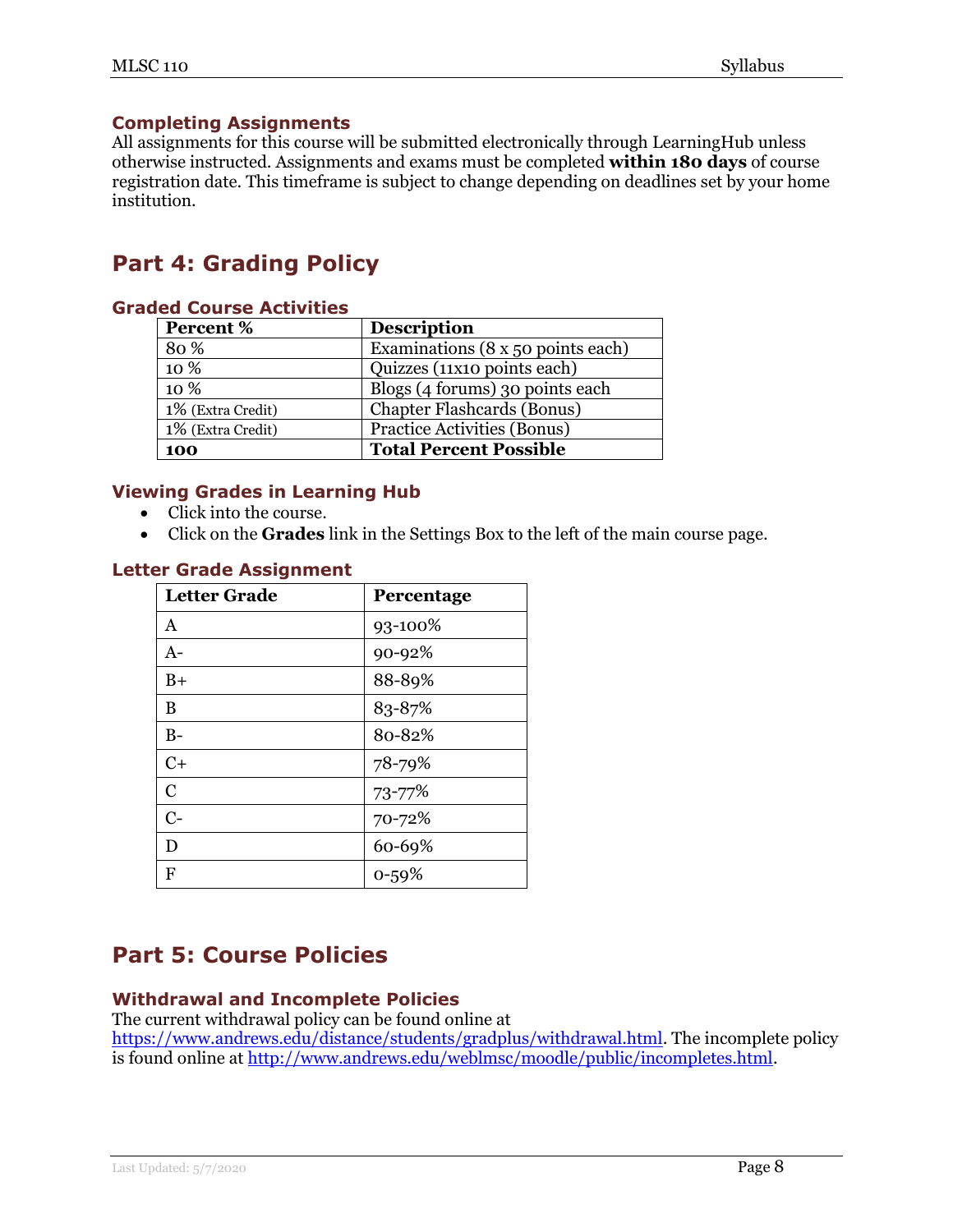### Completing Assignments

All assignments for this course will be submitted electronically through LearningHub unless otherwise instructed. Assignments and exams must be completed **within 180 days** of course registration date. This timeframe is subject to change depending on deadlines set by your home institution.

## Part 4: Grading Policy

### Graded Course Activities

| Percent % | Description |
|---|---|
| 80 % | Examinations (8 x 50 points each) |
| 10 % | Quizzes (11x10 points each) |
| 10 % | Blogs (4 forums) 30 points each |
| 1% (Extra Credit) | Chapter Flashcards (Bonus) |
| 1% (Extra Credit) | Practice Activities (Bonus) |
| **100** | **Total Percent Possible** |

### Viewing Grades in Learning Hub

- Click into the course.
- Click on the **Grades** link in the Settings Box to the left of the main course page.

### Letter Grade Assignment

| Letter Grade | Percentage |
|---|---|
| A | 93-100% |
| A- | 90-92% |
| B+ | 88-89% |
| B | 83-87% |
| B- | 80-82% |
| C+ | 78-79% |
| C | 73-77% |
| C- | 70-72% |
| D | 60-69% |
| F | 0-59% |

## Part 5: Course Policies

### Withdrawal and Incomplete Policies

The current withdrawal policy can be found online at https://www.andrews.edu/distance/students/gradplus/withdrawal.html. The incomplete policy is found online at http://www.andrews.edu/weblmsc/moodle/public/incompletes.html.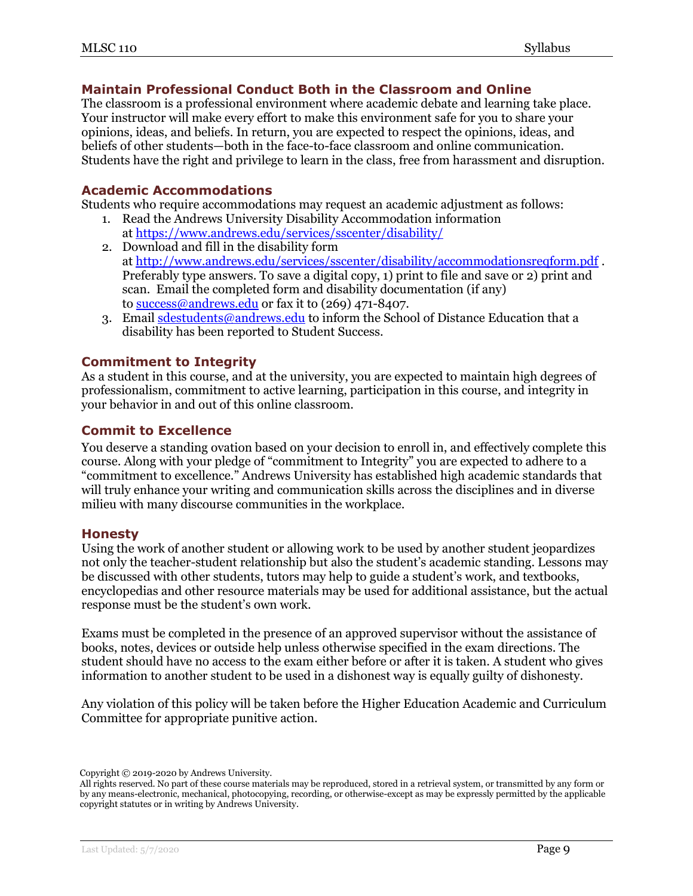## Maintain Professional Conduct Both in the Classroom and Online

The classroom is a professional environment where academic debate and learning take place. Your instructor will make every effort to make this environment safe for you to share your opinions, ideas, and beliefs. In return, you are expected to respect the opinions, ideas, and beliefs of other students—both in the face-to-face classroom and online communication. Students have the right and privilege to learn in the class, free from harassment and disruption.

## Academic Accommodations

Students who require accommodations may request an academic adjustment as follows:

1. Read the Andrews University Disability Accommodation information at [https://www.andrews.edu/services/sscenter/disability/](https://www.andrews.edu/services/sscenter/disability/)
2. Download and fill in the disability form at [http://www.andrews.edu/services/sscenter/disability/accommodationsreqform.pdf](http://www.andrews.edu/services/sscenter/disability/accommodationsreqform.pdf) . Preferably type answers. To save a digital copy, 1) print to file and save or 2) print and scan. Email the completed form and disability documentation (if any) to [success@andrews.edu](mailto:success@andrews.edu) or fax it to (269) 471-8407.
3. Email [sdestudents@andrews.edu](mailto:sdestudents@andrews.edu) to inform the School of Distance Education that a disability has been reported to Student Success.

## Commitment to Integrity

As a student in this course, and at the university, you are expected to maintain high degrees of professionalism, commitment to active learning, participation in this course, and integrity in your behavior in and out of this online classroom.

## Commit to Excellence

You deserve a standing ovation based on your decision to enroll in, and effectively complete this course. Along with your pledge of "commitment to Integrity" you are expected to adhere to a "commitment to excellence." Andrews University has established high academic standards that will truly enhance your writing and communication skills across the disciplines and in diverse milieu with many discourse communities in the workplace.

## Honesty

Using the work of another student or allowing work to be used by another student jeopardizes not only the teacher-student relationship but also the student's academic standing. Lessons may be discussed with other students, tutors may help to guide a student's work, and textbooks, encyclopedias and other resource materials may be used for additional assistance, but the actual response must be the student's own work.

Exams must be completed in the presence of an approved supervisor without the assistance of books, notes, devices or outside help unless otherwise specified in the exam directions. The student should have no access to the exam either before or after it is taken. A student who gives information to another student to be used in a dishonest way is equally guilty of dishonesty.

Any violation of this policy will be taken before the Higher Education Academic and Curriculum Committee for appropriate punitive action.

Copyright © 2019-2020 by Andrews University.
All rights reserved. No part of these course materials may be reproduced, stored in a retrieval system, or transmitted by any form or by any means-electronic, mechanical, photocopying, recording, or otherwise-except as may be expressly permitted by the applicable copyright statutes or in writing by Andrews University.